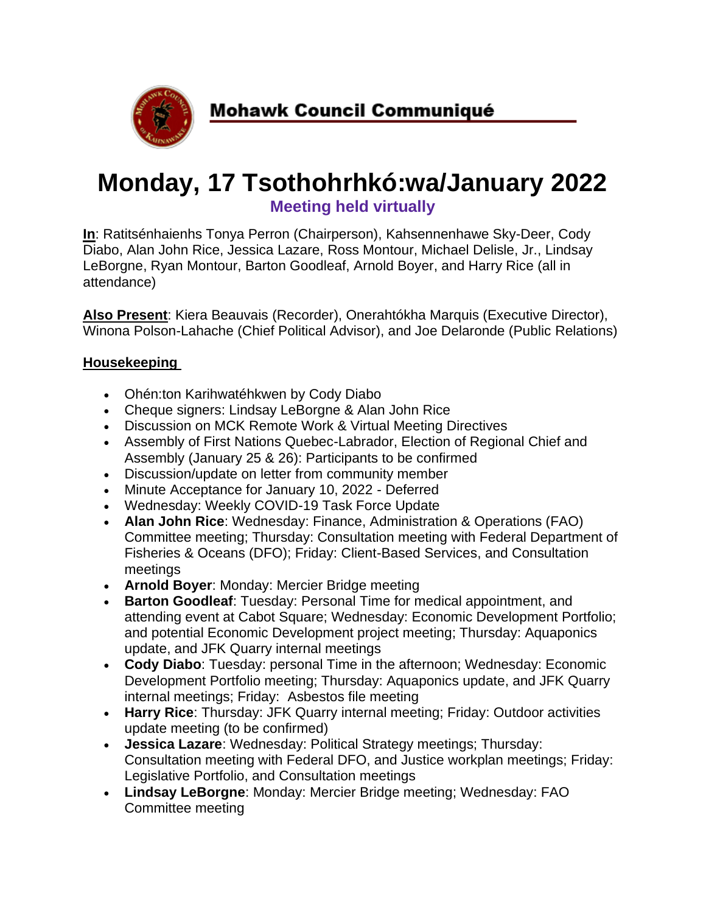**Mohawk Council Communiqué**

# Monday, 17 Tsothohrhkó:wa/January 2022

**Meeting held virtually**

**In**: Ratitsénhaienhs Tonya Perron (Chairperson), Kahsennenhawe Sky-Deer, Cody Diabo, Alan John Rice, Jessica Lazare, Ross Montour, Michael Delisle, Jr., Lindsay LeBorgne, Ryan Montour, Barton Goodleaf, Arnold Boyer, and Harry Rice (all in attendance)

**Also Present**: Kiera Beauvais (Recorder), Onerahtókha Marquis (Executive Director), Winona Polson-Lahache (Chief Political Advisor), and Joe Delaronde (Public Relations)

## Housekeeping

- Ohén:ton Karihwatéhkwen by Cody Diabo
- Cheque signers: Lindsay LeBorgne & Alan John Rice
- Discussion on MCK Remote Work & Virtual Meeting Directives
- Assembly of First Nations Quebec-Labrador, Election of Regional Chief and Assembly (January 25 & 26): Participants to be confirmed
- Discussion/update on letter from community member
- Minute Acceptance for January 10, 2022 - Deferred
- Wednesday: Weekly COVID-19 Task Force Update
- **Alan John Rice**: Wednesday: Finance, Administration & Operations (FAO) Committee meeting; Thursday: Consultation meeting with Federal Department of Fisheries & Oceans (DFO); Friday: Client-Based Services, and Consultation meetings
- **Arnold Boyer**: Monday: Mercier Bridge meeting
- **Barton Goodleaf**: Tuesday: Personal Time for medical appointment, and attending event at Cabot Square; Wednesday: Economic Development Portfolio; and potential Economic Development project meeting; Thursday: Aquaponics update, and JFK Quarry internal meetings
- **Cody Diabo**: Tuesday: personal Time in the afternoon; Wednesday: Economic Development Portfolio meeting; Thursday: Aquaponics update, and JFK Quarry internal meetings; Friday: Asbestos file meeting
- **Harry Rice**: Thursday: JFK Quarry internal meeting; Friday: Outdoor activities update meeting (to be confirmed)
- **Jessica Lazare**: Wednesday: Political Strategy meetings; Thursday: Consultation meeting with Federal DFO, and Justice workplan meetings; Friday: Legislative Portfolio, and Consultation meetings
- **Lindsay LeBorgne**: Monday: Mercier Bridge meeting; Wednesday: FAO Committee meeting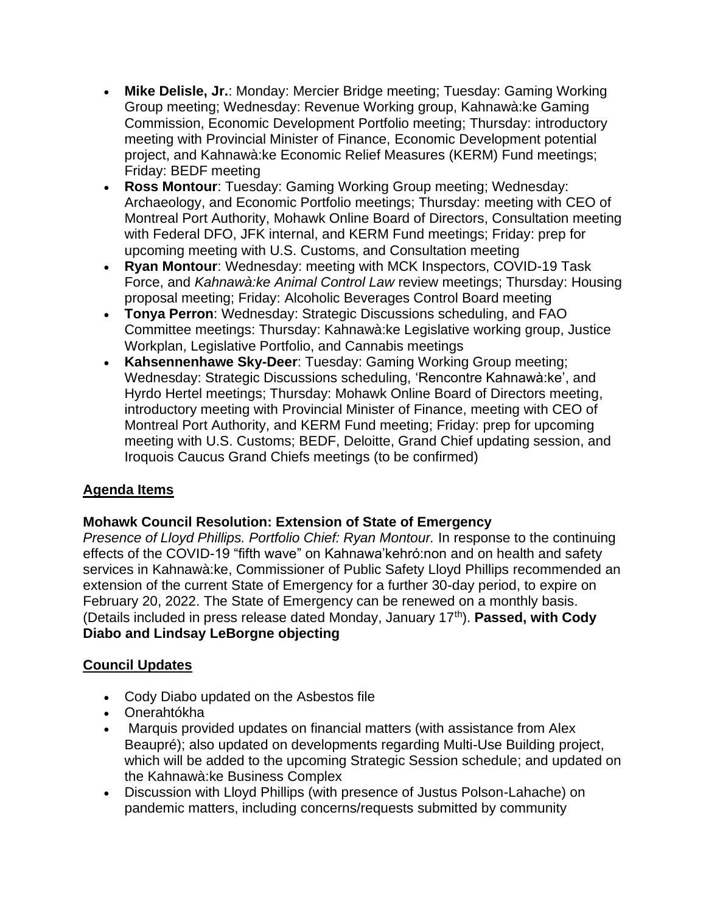- **Mike Delisle, Jr.**: Monday: Mercier Bridge meeting; Tuesday: Gaming Working Group meeting; Wednesday: Revenue Working group, Kahnawà:ke Gaming Commission, Economic Development Portfolio meeting; Thursday: introductory meeting with Provincial Minister of Finance, Economic Development potential project, and Kahnawà:ke Economic Relief Measures (KERM) Fund meetings; Friday: BEDF meeting
- **Ross Montour**: Tuesday: Gaming Working Group meeting; Wednesday: Archaeology, and Economic Portfolio meetings; Thursday: meeting with CEO of Montreal Port Authority, Mohawk Online Board of Directors, Consultation meeting with Federal DFO, JFK internal, and KERM Fund meetings; Friday: prep for upcoming meeting with U.S. Customs, and Consultation meeting
- **Ryan Montour**: Wednesday: meeting with MCK Inspectors, COVID-19 Task Force, and *Kahnawà:ke Animal Control Law* review meetings; Thursday: Housing proposal meeting; Friday: Alcoholic Beverages Control Board meeting
- **Tonya Perron**: Wednesday: Strategic Discussions scheduling, and FAO Committee meetings: Thursday: Kahnawà:ke Legislative working group, Justice Workplan, Legislative Portfolio, and Cannabis meetings
- **Kahsennenhawe Sky-Deer**: Tuesday: Gaming Working Group meeting; Wednesday: Strategic Discussions scheduling, 'Rencontre Kahnawà:ke', and Hyrdo Hertel meetings; Thursday: Mohawk Online Board of Directors meeting, introductory meeting with Provincial Minister of Finance, meeting with CEO of Montreal Port Authority, and KERM Fund meeting; Friday: prep for upcoming meeting with U.S. Customs; BEDF, Deloitte, Grand Chief updating session, and Iroquois Caucus Grand Chiefs meetings (to be confirmed)

## Agenda Items

### Mohawk Council Resolution: Extension of State of Emergency

*Presence of Lloyd Phillips. Portfolio Chief: Ryan Montour.* In response to the continuing effects of the COVID-19 "fifth wave" on Kahnawa'kehró:non and on health and safety services in Kahnawà:ke, Commissioner of Public Safety Lloyd Phillips recommended an extension of the current State of Emergency for a further 30-day period, to expire on February 20, 2022. The State of Emergency can be renewed on a monthly basis. (Details included in press release dated Monday, January 17th). **Passed, with Cody Diabo and Lindsay LeBorgne objecting**

## Council Updates

- Cody Diabo updated on the Asbestos file
- Onerahtókha
- Marquis provided updates on financial matters (with assistance from Alex Beaupré); also updated on developments regarding Multi-Use Building project, which will be added to the upcoming Strategic Session schedule; and updated on the Kahnawà:ke Business Complex
- Discussion with Lloyd Phillips (with presence of Justus Polson-Lahache) on pandemic matters, including concerns/requests submitted by community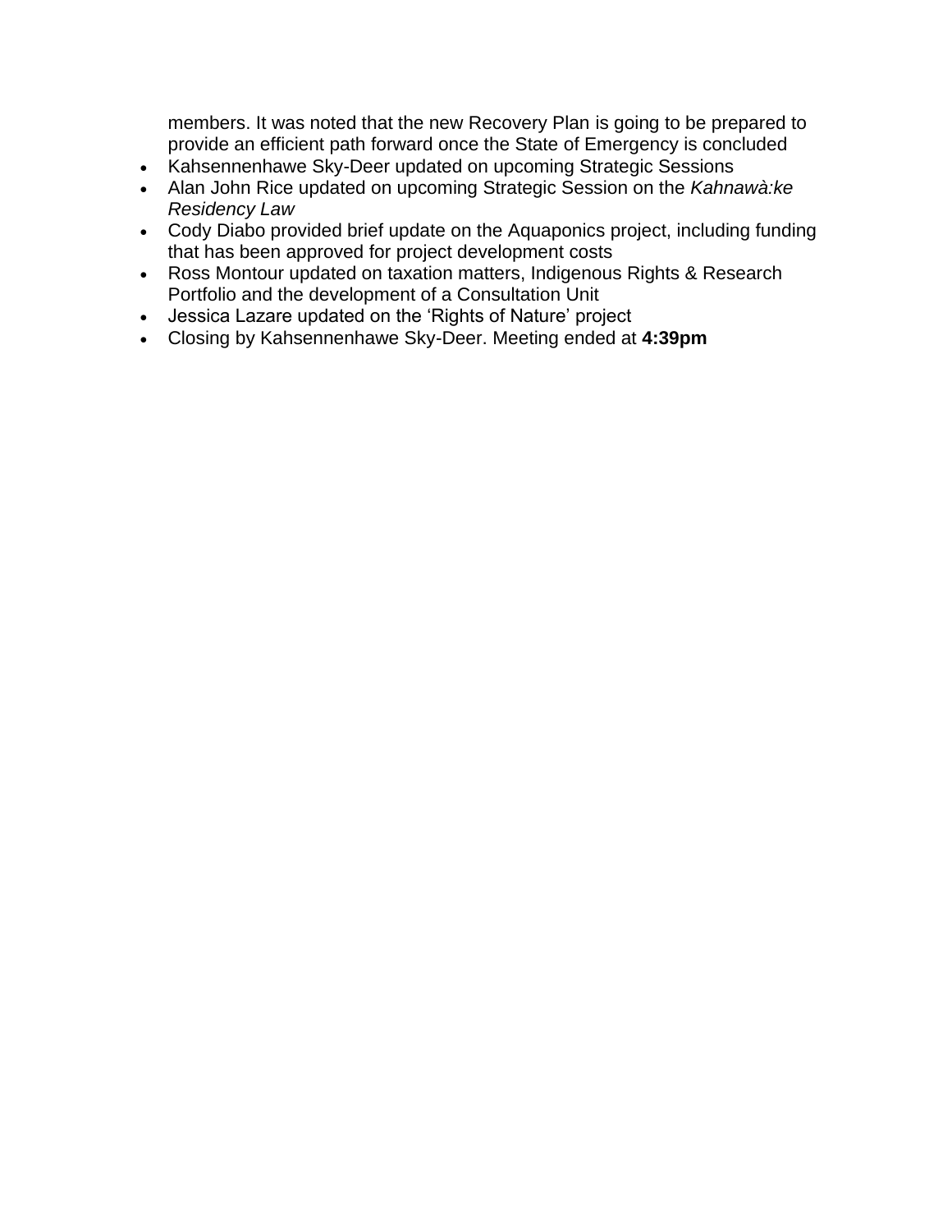members. It was noted that the new Recovery Plan is going to be prepared to provide an efficient path forward once the State of Emergency is concluded

- Kahsennenhawe Sky-Deer updated on upcoming Strategic Sessions
- Alan John Rice updated on upcoming Strategic Session on the *Kahnawà:ke Residency Law*
- Cody Diabo provided brief update on the Aquaponics project, including funding that has been approved for project development costs
- Ross Montour updated on taxation matters, Indigenous Rights & Research Portfolio and the development of a Consultation Unit
- Jessica Lazare updated on the 'Rights of Nature' project
- Closing by Kahsennenhawe Sky-Deer. Meeting ended at **4:39pm**